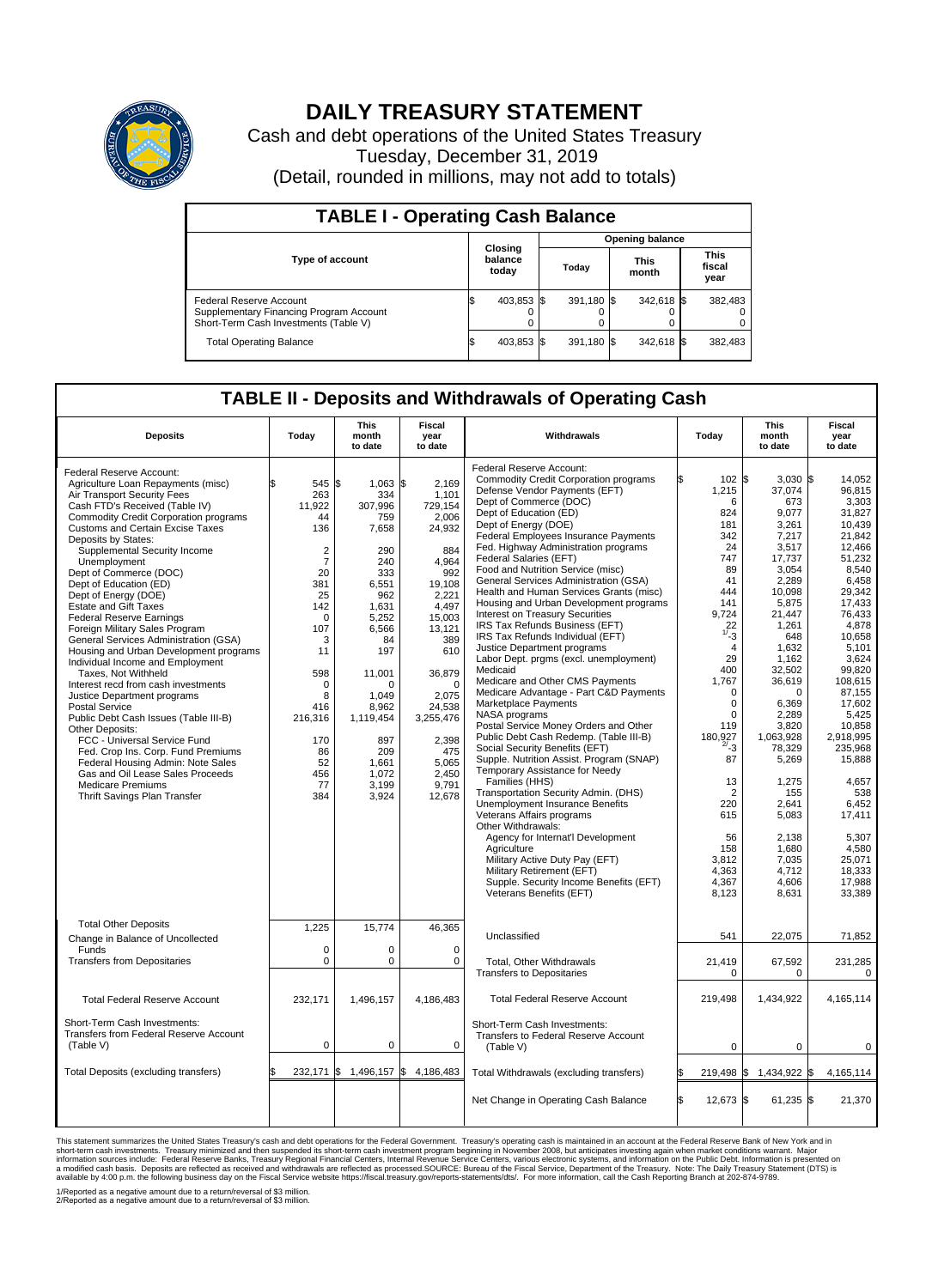# DAILY TREASURY STATEMENT

Cash and debt operations of the United States Treasury
Tuesday, December 31, 2019
(Detail, rounded in millions, may not add to totals)

## TABLE I - Operating Cash Balance

| Type of account | Closing balance today | Opening balance Today | Opening balance This month | Opening balance This fiscal year |
|---|---|---|---|---|
| Federal Reserve Account | $ 403,853 | $ 391,180 | $ 342,618 | $ 382,483 |
| Supplementary Financing Program Account | 0 | 0 | 0 | 0 |
| Short-Term Cash Investments (Table V) | 0 | 0 | 0 | 0 |
| Total Operating Balance | $ 403,853 | $ 391,180 | $ 342,618 | $ 382,483 |

## TABLE II - Deposits and Withdrawals of Operating Cash

| Deposits | Today | This month to date | Fiscal year to date |
|---|---|---|---|
| Federal Reserve Account: | | | |
| Agriculture Loan Repayments (misc) | $ 545 | $ 1,063 | $ 2,169 |
| Air Transport Security Fees | 263 | 334 | 1,101 |
| Cash FTD's Received (Table IV) | 11,922 | 307,996 | 729,154 |
| Commodity Credit Corporation programs | 44 | 759 | 2,006 |
| Customs and Certain Excise Taxes | 136 | 7,658 | 24,932 |
| Deposits by States: | | | |
| Supplemental Security Income | 2 | 290 | 884 |
| Unemployment | 7 | 240 | 4,964 |
| Dept of Commerce (DOC) | 20 | 333 | 992 |
| Dept of Education (ED) | 381 | 6,551 | 19,108 |
| Dept of Energy (DOE) | 25 | 962 | 2,221 |
| Estate and Gift Taxes | 142 | 1,631 | 4,497 |
| Federal Reserve Earnings | 0 | 5,252 | 15,003 |
| Foreign Military Sales Program | 107 | 6,566 | 13,121 |
| General Services Administration (GSA) | 3 | 84 | 389 |
| Housing and Urban Development programs | 11 | 197 | 610 |
| Individual Income and Employment Taxes, Not Withheld | 598 | 11,001 | 36,879 |
| Interest recd from cash investments | 0 | 0 | 0 |
| Justice Department programs | 8 | 1,049 | 2,075 |
| Postal Service | 416 | 8,962 | 24,538 |
| Public Debt Cash Issues (Table III-B) | 216,316 | 1,119,454 | 3,255,476 |
| Other Deposits: | | | |
| FCC - Universal Service Fund | 170 | 897 | 2,398 |
| Fed. Crop Ins. Corp. Fund Premiums | 86 | 209 | 475 |
| Federal Housing Admin: Note Sales | 52 | 1,661 | 5,065 |
| Gas and Oil Lease Sales Proceeds | 456 | 1,072 | 2,450 |
| Medicare Premiums | 77 | 3,199 | 9,791 |
| Thrift Savings Plan Transfer | 384 | 3,924 | 12,678 |
| Total Other Deposits | 1,225 | 15,774 | 46,365 |
| Change in Balance of Uncollected Funds | 0 | 0 | 0 |
| Transfers from Depositaries | 0 | 0 | 0 |
| Total Federal Reserve Account | 232,171 | 1,496,157 | 4,186,483 |
| Short-Term Cash Investments: Transfers from Federal Reserve Account (Table V) | 0 | 0 | 0 |
| Total Deposits (excluding transfers) | $ 232,171 | $ 1,496,157 | $ 4,186,483 |

| Withdrawals | Today | This month to date | Fiscal year to date |
|---|---|---|---|
| Federal Reserve Account: | | | |
| Commodity Credit Corporation programs | $ 102 | $ 3,030 | $ 14,052 |
| Defense Vendor Payments (EFT) | 1,215 | 37,074 | 96,815 |
| Dept of Commerce (DOC) | 6 | 673 | 3,303 |
| Dept of Education (ED) | 824 | 9,077 | 31,827 |
| Dept of Energy (DOE) | 181 | 3,261 | 10,439 |
| Federal Employees Insurance Payments | 342 | 7,217 | 21,842 |
| Fed. Highway Administration programs | 24 | 3,517 | 12,466 |
| Federal Salaries (EFT) | 747 | 17,737 | 51,232 |
| Food and Nutrition Service (misc) | 89 | 3,054 | 8,540 |
| General Services Administration (GSA) | 41 | 2,289 | 6,458 |
| Health and Human Services Grants (misc) | 444 | 10,098 | 29,342 |
| Housing and Urban Development programs | 141 | 5,875 | 17,433 |
| Interest on Treasury Securities | 9,724 | 21,447 | 76,433 |
| IRS Tax Refunds Business (EFT) | 22 | 1,261 | 4,878 |
| IRS Tax Refunds Individual (EFT) | [1] -3 | 648 | 10,658 |
| Justice Department programs | 4 | 1,632 | 5,101 |
| Labor Dept. prgms (excl. unemployment) | 29 | 1,162 | 3,624 |
| Medicaid | 400 | 32,502 | 99,820 |
| Medicare and Other CMS Payments | 1,767 | 36,619 | 108,615 |
| Medicare Advantage - Part C&D Payments | 0 | 0 | 87,155 |
| Marketplace Payments | 0 | 6,369 | 17,602 |
| NASA programs | 0 | 2,289 | 5,425 |
| Postal Service Money Orders and Other | 119 | 3,820 | 10,858 |
| Public Debt Cash Redemp. (Table III-B) | 180,927 | 1,063,928 | 2,918,995 |
| Social Security Benefits (EFT) | [2] -3 | 78,329 | 235,968 |
| Supple. Nutrition Assist. Program (SNAP) | 87 | 5,269 | 15,888 |
| Temporary Assistance for Needy Families (HHS) | 13 | 1,275 | 4,657 |
| Transportation Security Admin. (DHS) | 2 | 155 | 538 |
| Unemployment Insurance Benefits | 220 | 2,641 | 6,452 |
| Veterans Affairs programs | 615 | 5,083 | 17,411 |
| Other Withdrawals: | | | |
| Agency for Internat'l Development | 56 | 2,138 | 5,307 |
| Agriculture | 158 | 1,680 | 4,580 |
| Military Active Duty Pay (EFT) | 3,812 | 7,035 | 25,071 |
| Military Retirement (EFT) | 4,363 | 4,712 | 18,333 |
| Supple. Security Income Benefits (EFT) | 4,367 | 4,606 | 17,988 |
| Veterans Benefits (EFT) | 8,123 | 8,631 | 33,389 |
| Unclassified | 541 | 22,075 | 71,852 |
| Total, Other Withdrawals | 21,419 | 67,592 | 231,285 |
| Transfers to Depositaries | 0 | 0 | 0 |
| Total Federal Reserve Account | 219,498 | 1,434,922 | 4,165,114 |
| Short-Term Cash Investments: Transfers to Federal Reserve Account (Table V) | 0 | 0 | 0 |
| Total Withdrawals (excluding transfers) | $ 219,498 | $ 1,434,922 | $ 4,165,114 |
| Net Change in Operating Cash Balance | $ 12,673 | $ 61,235 | $ 21,370 |

This statement summarizes the United States Treasury's cash and debt operations for the Federal Government. Treasury's operating cash is maintained in an account at the Federal Reserve Bank of New York and in short-term cash investments. Treasury minimized and then suspended its short-term cash investment program beginning in November 2008, but anticipates investing again when market conditions warrant. Major information sources include: Federal Reserve Banks, Treasury Regional Financial Centers, Internal Revenue Service Centers, various electronic systems, and information on the Public Debt. Information is presented on a modified cash basis. Deposits are reflected as received and withdrawals are reflected as processed.SOURCE: Bureau of the Fiscal Service, Department of the Treasury. Note: The Daily Treasury Statement (DTS) is available by 4:00 p.m. the following business day on the Fiscal Service website https://fiscal.treasury.gov/reports-statements/dts/. For more information, call the Cash Reporting Branch at 202-874-9789.

1/Reported as a negative amount due to a return/reversal of $3 million.
2/Reported as a negative amount due to a return/reversal of $3 million.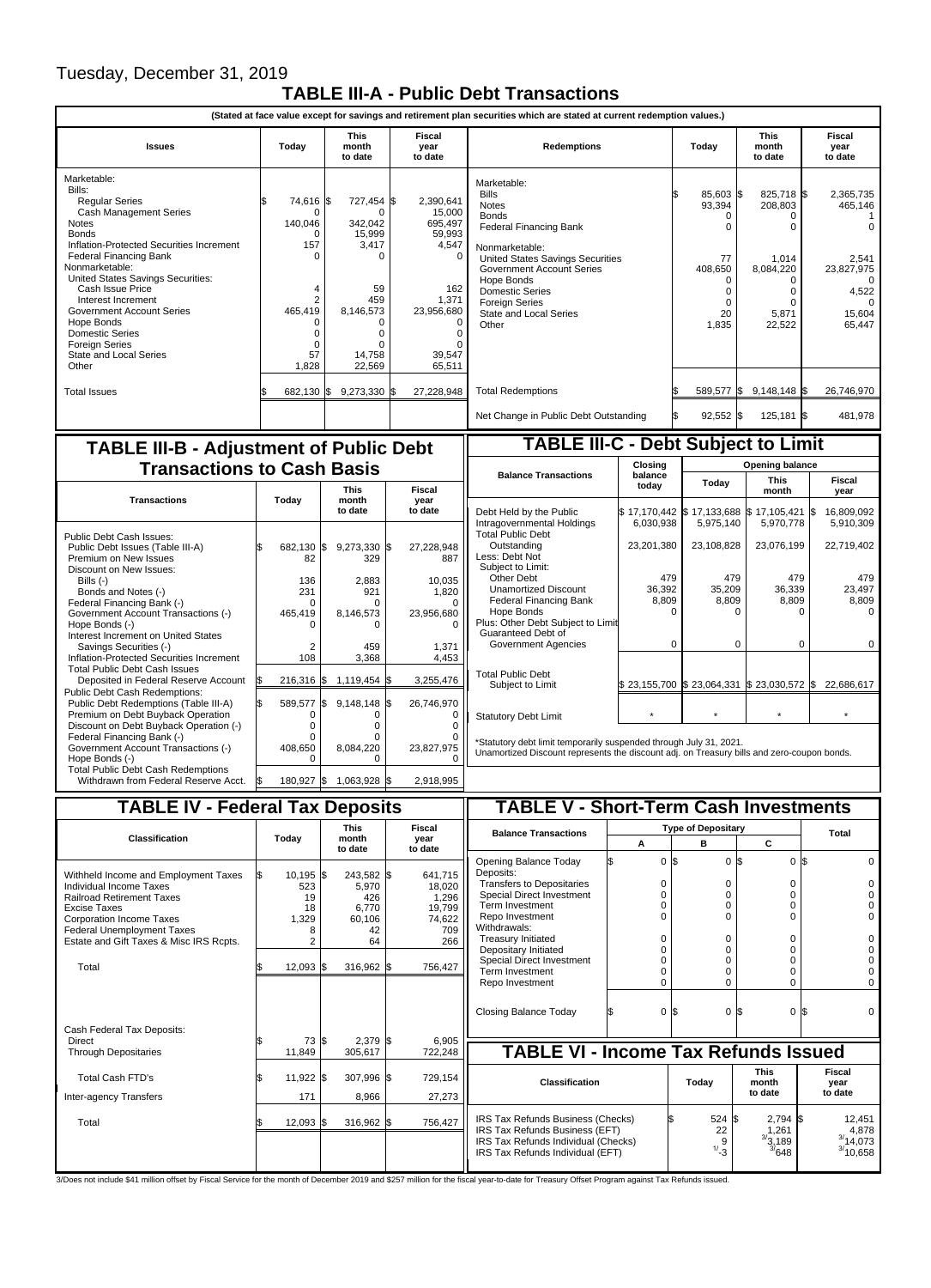Tuesday, December 31, 2019

# TABLE III-A - Public Debt Transactions

(Stated at face value except for savings and retirement plan securities which are stated at current redemption values.)

| Issues | Today | This month to date | Fiscal year to date |
|---|---|---|---|
| Marketable: | | | |
| Bills: | | | |
| Regular Series | $ 74,616 | $ 727,454 | $ 2,390,641 |
| Cash Management Series | 0 | 0 | 15,000 |
| Notes | 140,046 | 342,042 | 695,497 |
| Bonds | 0 | 15,999 | 59,993 |
| Inflation-Protected Securities Increment | 157 | 3,417 | 4,547 |
| Federal Financing Bank | 0 | 0 | 0 |
| Nonmarketable: | | | |
| United States Savings Securities: | | | |
| Cash Issue Price | 4 | 59 | 162 |
| Interest Increment | 2 | 459 | 1,371 |
| Government Account Series | 465,419 | 8,146,573 | 23,956,680 |
| Hope Bonds | 0 | 0 | 0 |
| Domestic Series | 0 | 0 | 0 |
| Foreign Series | 0 | 0 | 0 |
| State and Local Series | 57 | 14,758 | 39,547 |
| Other | 1,828 | 22,569 | 65,511 |
| Total Issues | $ 682,130 | $ 9,273,330 | $ 27,228,948 |

| Redemptions | Today | This month to date | Fiscal year to date |
|---|---|---|---|
| Marketable: | | | |
| Bills | $ 85,603 | $ 825,718 | $ 2,365,735 |
| Notes | 93,394 | 208,803 | 465,146 |
| Bonds | 0 | 0 | 1 |
| Federal Financing Bank | 0 | 0 | 0 |
| Nonmarketable: | | | |
| United States Savings Securities | 77 | 1,014 | 2,541 |
| Government Account Series | 408,650 | 8,084,220 | 23,827,975 |
| Hope Bonds | 0 | 0 | 0 |
| Domestic Series | 0 | 0 | 4,522 |
| Foreign Series | 0 | 0 | 0 |
| State and Local Series | 20 | 5,871 | 15,604 |
| Other | 1,835 | 22,522 | 65,447 |
| Total Redemptions | $ 589,577 | $ 9,148,148 | $ 26,746,970 |
| Net Change in Public Debt Outstanding | $ 92,552 | $ 125,181 | $ 481,978 |

# TABLE III-B - Adjustment of Public Debt Transactions to Cash Basis

| Transactions | Today | This month to date | Fiscal year to date |
|---|---|---|---|
| Public Debt Cash Issues: | | | |
| Public Debt Issues (Table III-A) | $ 682,130 | $ 9,273,330 | $ 27,228,948 |
| Premium on New Issues | 82 | 329 | 887 |
| Discount on New Issues: | | | |
| Bills (-) | 136 | 2,883 | 10,035 |
| Bonds and Notes (-) | 231 | 921 | 1,820 |
| Federal Financing Bank (-) | 0 | 0 | 0 |
| Government Account Transactions (-) | 465,419 | 8,146,573 | 23,956,680 |
| Hope Bonds (-) | 0 | 0 | 0 |
| Interest Increment on United States Savings Securities (-) | 2 | 459 | 1,371 |
| Inflation-Protected Securities Increment | 108 | 3,368 | 4,453 |
| Total Public Debt Cash Issues Deposited in Federal Reserve Account | $ 216,316 | $ 1,119,454 | $ 3,255,476 |
| Public Debt Cash Redemptions: | | | |
| Public Debt Redemptions (Table III-A) | $ 589,577 | $ 9,148,148 | $ 26,746,970 |
| Premium on Debt Buyback Operation | 0 | 0 | 0 |
| Discount on Debt Buyback Operation (-) | 0 | 0 | 0 |
| Federal Financing Bank (-) | 0 | 0 | 0 |
| Government Account Transactions (-) | 408,650 | 8,084,220 | 23,827,975 |
| Hope Bonds (-) | 0 | 0 | 0 |
| Total Public Debt Cash Redemptions Withdrawn from Federal Reserve Acct. | $ 180,927 | $ 1,063,928 | $ 2,918,995 |

# TABLE III-C - Debt Subject to Limit

| Balance Transactions | Closing balance today | Opening balance Today | Opening balance This month | Opening balance Fiscal year |
|---|---|---|---|---|
| Debt Held by the Public | $ 17,170,442 | $ 17,133,688 | $ 17,105,421 | $ 16,809,092 |
| Intragovernmental Holdings | 6,030,938 | 5,975,140 | 5,970,778 | 5,910,309 |
| Total Public Debt Outstanding | 23,201,380 | 23,108,828 | 23,076,199 | 22,719,402 |
| Less: Debt Not Subject to Limit: | | | | |
| Other Debt | 479 | 479 | 479 | 479 |
| Unamortized Discount | 36,392 | 35,209 | 36,339 | 23,497 |
| Federal Financing Bank | 8,809 | 8,809 | 8,809 | 8,809 |
| Hope Bonds | 0 | 0 | 0 | 0 |
| Plus: Other Debt Subject to Limit | | | | |
| Guaranteed Debt of Government Agencies | 0 | 0 | 0 | 0 |
| Total Public Debt Subject to Limit | $ 23,155,700 | $ 23,064,331 | $ 23,030,572 | $ 22,686,617 |
| Statutory Debt Limit | * | * | * | * |

*Statutory debt limit temporarily suspended through July 31, 2021.
Unamortized Discount represents the discount adj. on Treasury bills and zero-coupon bonds.

# TABLE IV - Federal Tax Deposits

| Classification | Today | This month to date | Fiscal year to date |
|---|---|---|---|
| Withheld Income and Employment Taxes | $ 10,195 | $ 243,582 | $ 641,715 |
| Individual Income Taxes | 523 | 5,970 | 18,020 |
| Railroad Retirement Taxes | 19 | 426 | 1,296 |
| Excise Taxes | 18 | 6,770 | 19,799 |
| Corporation Income Taxes | 1,329 | 60,106 | 74,622 |
| Federal Unemployment Taxes | 8 | 42 | 709 |
| Estate and Gift Taxes & Misc IRS Rcpts. | 2 | 64 | 266 |
| Total | $ 12,093 | $ 316,962 | $ 756,427 |
| Cash Federal Tax Deposits: | | | |
| Direct | $ 73 | $ 2,379 | $ 6,905 |
| Through Depositaries | 11,849 | 305,617 | 722,248 |
| Total Cash FTD's | $ 11,922 | $ 307,996 | $ 729,154 |
| Inter-agency Transfers | 171 | 8,966 | 27,273 |
| Total | $ 12,093 | $ 316,962 | $ 756,427 |

# TABLE V - Short-Term Cash Investments

| Balance Transactions | Type of Depositary A | Type of Depositary B | Type of Depositary C | Total |
|---|---|---|---|---|
| Opening Balance Today | $ 0 | $ 0 | $ 0 | $ 0 |
| Deposits: | | | | |
| Transfers to Depositaries | 0 | 0 | 0 | 0 |
| Special Direct Investment | 0 | 0 | 0 | 0 |
| Term Investment | 0 | 0 | 0 | 0 |
| Repo Investment | 0 | 0 | 0 | 0 |
| Withdrawals: | | | | |
| Treasury Initiated | 0 | 0 | 0 | 0 |
| Depositary Initiated | 0 | 0 | 0 | 0 |
| Special Direct Investment | 0 | 0 | 0 | 0 |
| Term Investment | 0 | 0 | 0 | 0 |
| Repo Investment | 0 | 0 | 0 | 0 |
| Closing Balance Today | $ 0 | $ 0 | $ 0 | $ 0 |

# TABLE VI - Income Tax Refunds Issued

| Classification | Today | This month to date | Fiscal year to date |
|---|---|---|---|
| IRS Tax Refunds Business (Checks) | $ 524 | $ 2,794 | $ 12,451 |
| IRS Tax Refunds Business (EFT) | 22 | 1,261 | 4,878 |
| IRS Tax Refunds Individual (Checks) | 9 | [3/] 3,189 | [3/] 14,073 |
| IRS Tax Refunds Individual (EFT) | [1/] -3 | [3/] 648 | [3/] 10,658 |

3/Does not include $41 million offset by Fiscal Service for the month of December 2019 and $257 million for the fiscal year-to-date for Treasury Offset Program against Tax Refunds issued.